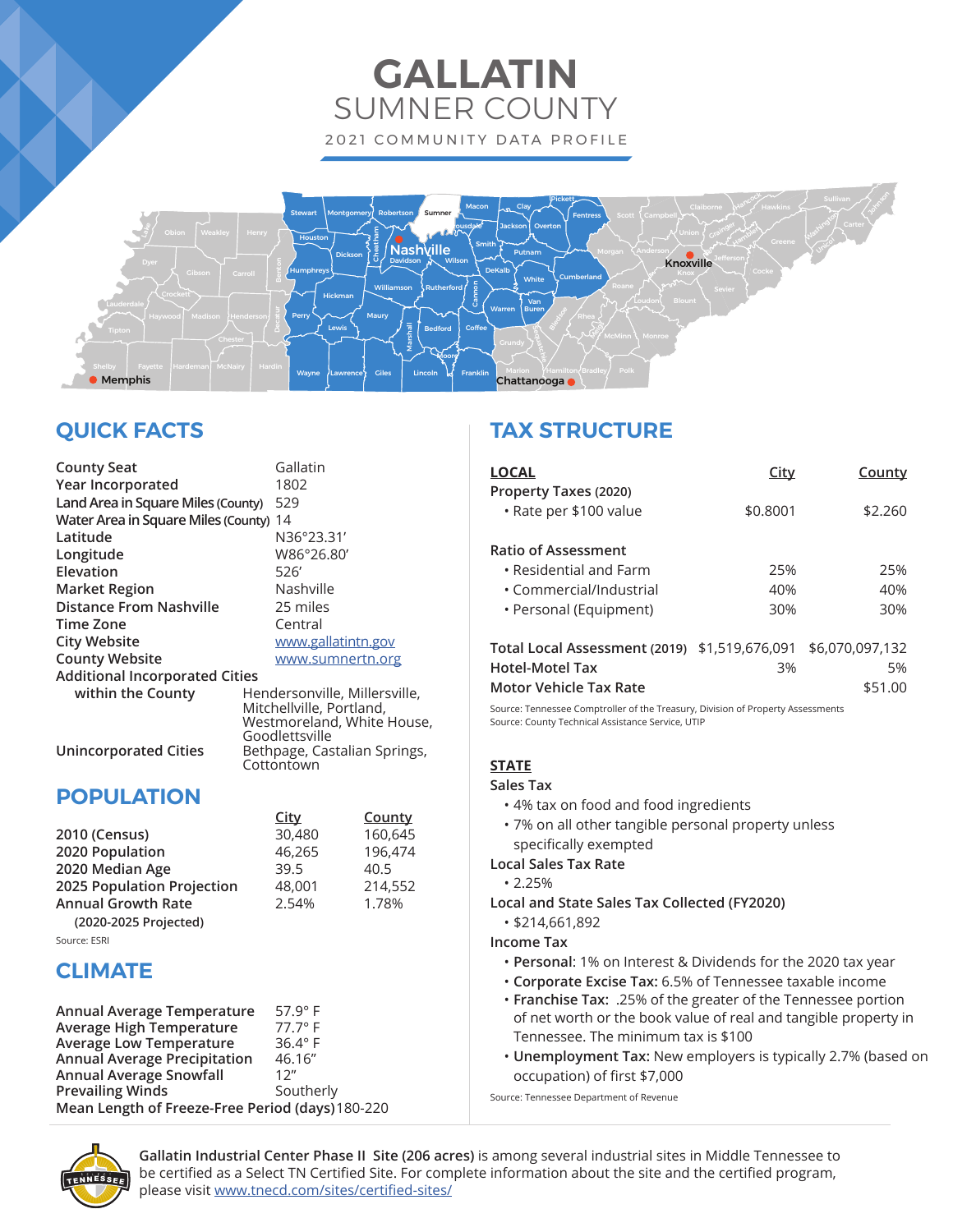# GALLATIN
## SUMNER COUNTY
2021 COMMUNITY DATA PROFILE

## QUICK FACTS

| | |
|---|---|
| County Seat | Gallatin |
| Year Incorporated | 1802 |
| Land Area in Square Miles (County) | 529 |
| Water Area in Square Miles (County) | 14 |
| Latitude | N36°23.31' |
| Longitude | W86°26.80' |
| Elevation | 526' |
| Market Region | Nashville |
| Distance From Nashville | 25 miles |
| Time Zone | Central |
| City Website | www.gallatintn.gov |
| County Website | www.sumnertn.org |
| Additional Incorporated Cities within the County | Hendersonville, Millersville, Mitchellville, Portland, Westmoreland, White House, Goodlettsville |
| Unincorporated Cities | Bethpage, Castalian Springs, Cottontown |

## POPULATION

| | City | County |
|---|---|---|
| 2010 (Census) | 30,480 | 160,645 |
| 2020 Population | 46,265 | 196,474 |
| 2020 Median Age | 39.5 | 40.5 |
| 2025 Population Projection | 48,001 | 214,552 |
| Annual Growth Rate (2020-2025 Projected) | 2.54% | 1.78% |

Source: ESRI

## CLIMATE

| | |
|---|---|
| Annual Average Temperature | 57.9° F |
| Average High Temperature | 77.7° F |
| Average Low Temperature | 36.4° F |
| Annual Average Precipitation | 46.16" |
| Annual Average Snowfall | 12" |
| Prevailing Winds | Southerly |
| Mean Length of Freeze-Free Period (days) | 180-220 |

## TAX STRUCTURE

| LOCAL | City | County |
|---|---|---|
| Property Taxes (2020) | | |
| • Rate per $100 value | $0.8001 | $2.260 |
| Ratio of Assessment | | |
| • Residential and Farm | 25% | 25% |
| • Commercial/Industrial | 40% | 40% |
| • Personal (Equipment) | 30% | 30% |
| Total Local Assessment (2019) | $1,519,676,091 | $6,070,097,132 |
| Hotel-Motel Tax | 3% | 5% |
| Motor Vehicle Tax Rate | | $51.00 |

Source: Tennessee Comptroller of the Treasury, Division of Property Assessments
Source: County Technical Assistance Service, UTIP

### STATE

**Sales Tax**
- 4% tax on food and food ingredients
- 7% on all other tangible personal property unless specifically exempted

**Local Sales Tax Rate**
- 2.25%

**Local and State Sales Tax Collected (FY2020)**
- $214,661,892

**Income Tax**
- **Personal:** 1% on Interest & Dividends for the 2020 tax year
- **Corporate Excise Tax:** 6.5% of Tennessee taxable income
- **Franchise Tax:** .25% of the greater of the Tennessee portion of net worth or the book value of real and tangible property in Tennessee. The minimum tax is $100
- **Unemployment Tax:** New employers is typically 2.7% (based on occupation) of first $7,000

Source: Tennessee Department of Revenue

**Gallatin Industrial Center Phase II Site (206 acres)** is among several industrial sites in Middle Tennessee to be certified as a Select TN Certified Site. For complete information about the site and the certified program, please visit www.tnecd.com/sites/certified-sites/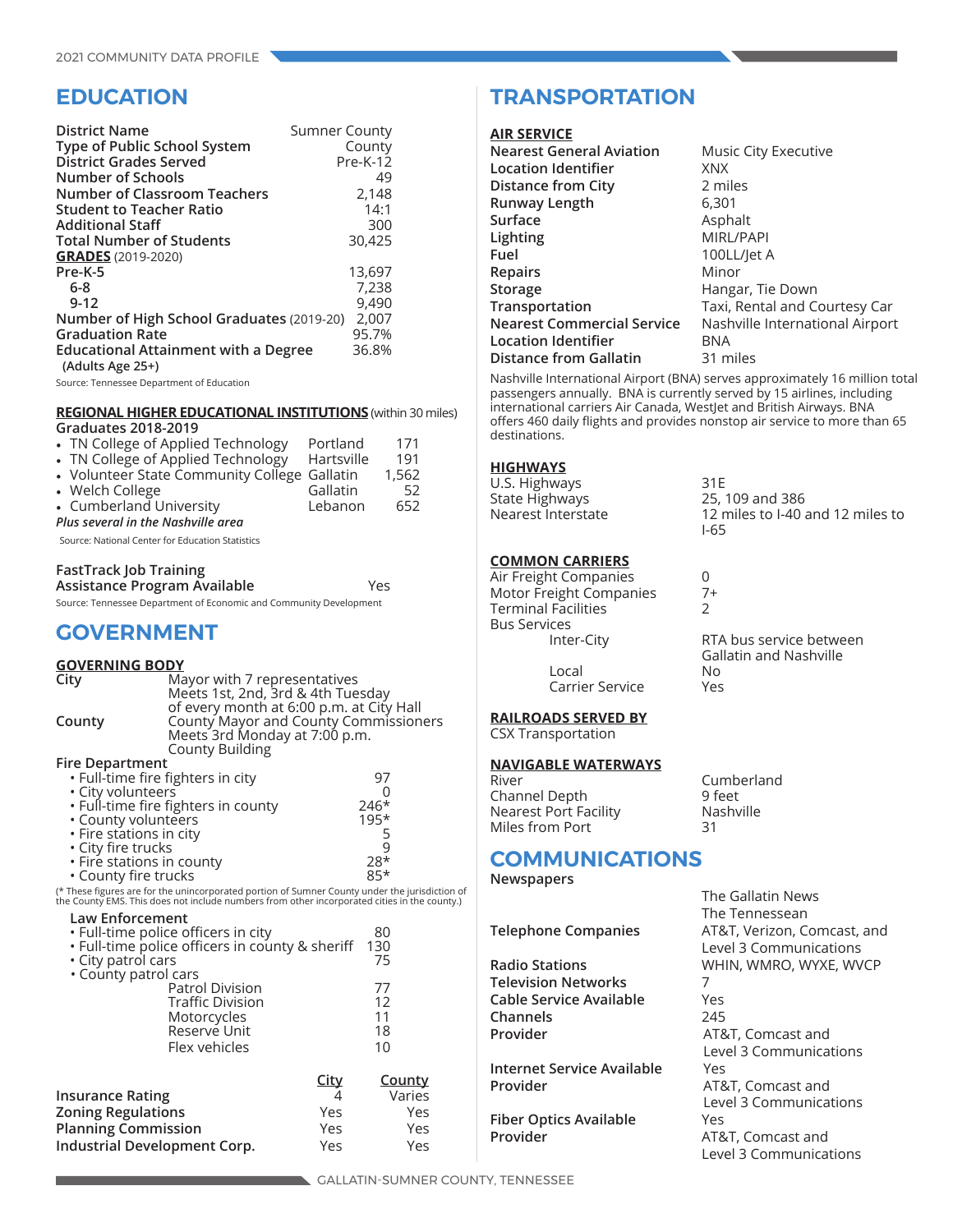# EDUCATION

| | |
|---|---|
| **District Name** | Sumner County |
| **Type of Public School System** | County |
| **District Grades Served** | Pre-K-12 |
| **Number of Schools** | 49 |
| **Number of Classroom Teachers** | 2,148 |
| **Student to Teacher Ratio** | 14:1 |
| **Additional Staff** | 300 |
| **Total Number of Students** | 30,425 |
| **GRADES** (2019-2020) | |
| **Pre-K-5** | 13,697 |
| **6-8** | 7,238 |
| **9-12** | 9,490 |
| **Number of High School Graduates** (2019-20) | 2,007 |
| **Graduation Rate** | 95.7% |
| **Educational Attainment with a Degree (Adults Age 25+)** | 36.8% |

Source: Tennessee Department of Education

**REGIONAL HIGHER EDUCATIONAL INSTITUTIONS** (within 30 miles)

**Graduates 2018-2019**

| Institution | Location | Graduates |
|---|---|---|
| TN College of Applied Technology | Portland | 171 |
| TN College of Applied Technology | Hartsville | 191 |
| Volunteer State Community College | Gallatin | 1,562 |
| Welch College | Gallatin | 52 |
| Cumberland University | Lebanon | 652 |

*Plus several in the Nashville area*

Source: National Center for Education Statistics

**FastTrack Job Training Assistance Program Available** — Yes

Source: Tennessee Department of Economic and Community Development

# GOVERNMENT

**GOVERNING BODY**

**City** — Mayor with 7 representatives. Meets 1st, 2nd, 3rd & 4th Tuesday of every month at 6:00 p.m. at City Hall

**County** — County Mayor and County Commissioners. Meets 3rd Monday at 7:00 p.m. County Building

**Fire Department**

| | |
|---|---|
| Full-time fire fighters in city | 97 |
| City volunteers | 0 |
| Full-time fire fighters in county | 246* |
| County volunteers | 195* |
| Fire stations in city | 5 |
| City fire trucks | 9 |
| Fire stations in county | 28* |
| County fire trucks | 85* |

(* These figures are for the unincorporated portion of Sumner County under the jurisdiction of the County EMS. This does not include numbers from other incorporated cities in the county.)

**Law Enforcement**

| | |
|---|---|
| Full-time police officers in city | 80 |
| Full-time police officers in county & sheriff | 130 |
| City patrol cars | 75 |
| County patrol cars | |
| Patrol Division | 77 |
| Traffic Division | 12 |
| Motorcycles | 11 |
| Reserve Unit | 18 |
| Flex vehicles | 10 |

| | City | County |
|---|---|---|
| **Insurance Rating** | 4 | Varies |
| **Zoning Regulations** | Yes | Yes |
| **Planning Commission** | Yes | Yes |
| **Industrial Development Corp.** | Yes | Yes |

# TRANSPORTATION

**AIR SERVICE**

| | |
|---|---|
| **Nearest General Aviation** | Music City Executive |
| **Location Identifier** | XNX |
| **Distance from City** | 2 miles |
| **Runway Length** | 6,301 |
| **Surface** | Asphalt |
| **Lighting** | MIRL/PAPI |
| **Fuel** | 100LL/Jet A |
| **Repairs** | Minor |
| **Storage** | Hangar, Tie Down |
| **Transportation** | Taxi, Rental and Courtesy Car |
| **Nearest Commercial Service** | Nashville International Airport |
| **Location Identifier** | BNA |
| **Distance from Gallatin** | 31 miles |

Nashville International Airport (BNA) serves approximately 16 million total passengers annually. BNA is currently served by 15 airlines, including international carriers Air Canada, WestJet and British Airways. BNA offers 460 daily flights and provides nonstop air service to more than 65 destinations.

**HIGHWAYS**

| | |
|---|---|
| U.S. Highways | 31E |
| State Highways | 25, 109 and 386 |
| Nearest Interstate | 12 miles to I-40 and 12 miles to I-65 |

**COMMON CARRIERS**

| | |
|---|---|
| Air Freight Companies | 0 |
| Motor Freight Companies | 7+ |
| Terminal Facilities | 2 |
| Bus Services | |
| Inter-City | RTA bus service between Gallatin and Nashville |
| Local | No |
| Carrier Service | Yes |

**RAILROADS SERVED BY**

CSX Transportation

**NAVIGABLE WATERWAYS**

| | |
|---|---|
| River | Cumberland |
| Channel Depth | 9 feet |
| Nearest Port Facility | Nashville |
| Miles from Port | 31 |

# COMMUNICATIONS

| | |
|---|---|
| **Newspapers** | The Gallatin News<br>The Tennessean |
| **Telephone Companies** | AT&T, Verizon, Comcast, and Level 3 Communications |
| **Radio Stations** | WHIN, WMRO, WYXE, WVCP |
| **Television Networks** | 7 |
| **Cable Service Available** | Yes |
| **Channels** | 245 |
| **Provider** | AT&T, Comcast and Level 3 Communications |
| **Internet Service Available** | Yes |
| **Provider** | AT&T, Comcast and Level 3 Communications |
| **Fiber Optics Available** | Yes |
| **Provider** | AT&T, Comcast and Level 3 Communications |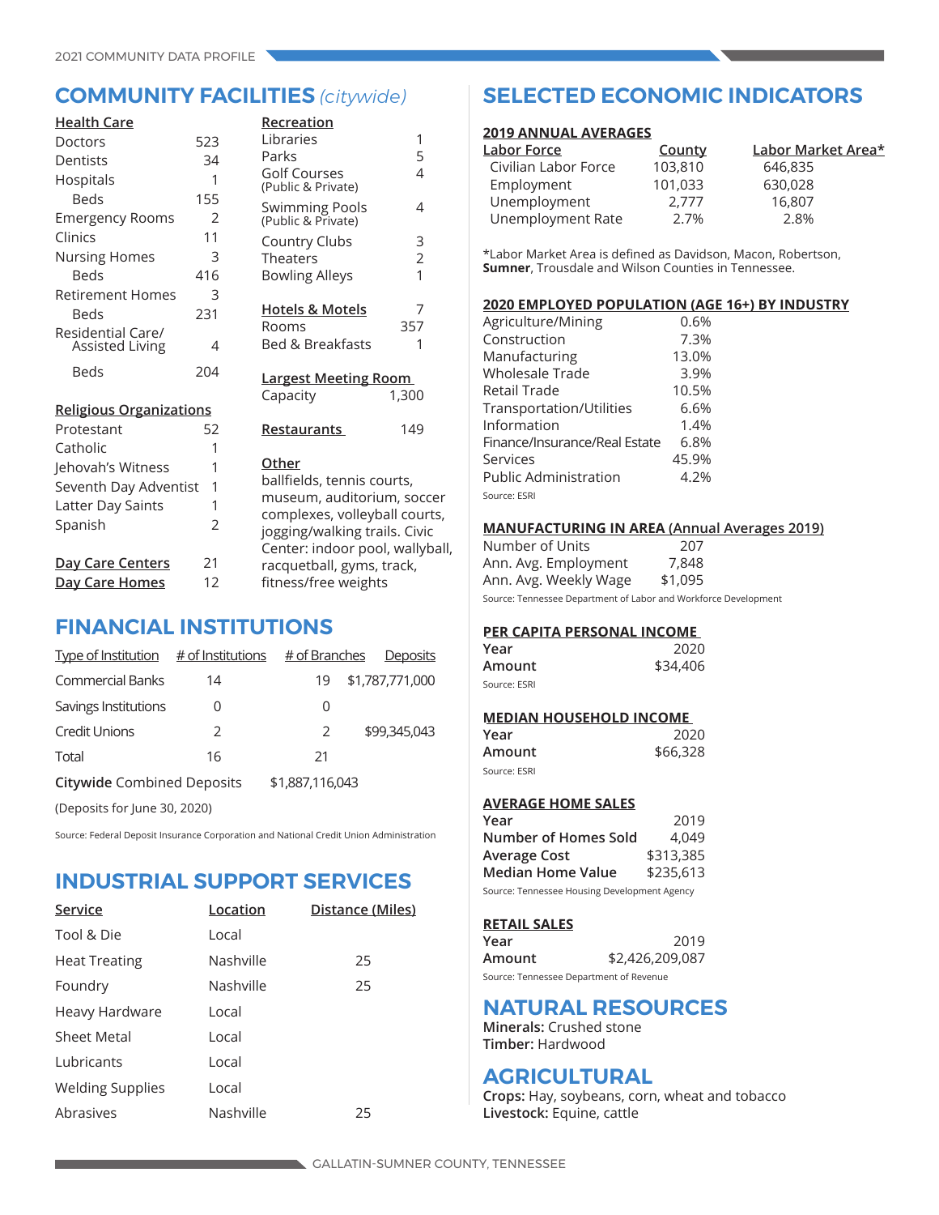## COMMUNITY FACILITIES *(citywide)*

**Health Care**

| | |
|---|---|
| Doctors | 523 |
| Dentists | 34 |
| Hospitals | 1 |
| Beds | 155 |
| Emergency Rooms | 2 |
| Clinics | 11 |
| Nursing Homes | 3 |
| Beds | 416 |
| Retirement Homes | 3 |
| Beds | 231 |
| Residential Care/ Assisted Living | 4 |
| Beds | 204 |

**Religious Organizations**

| | |
|---|---|
| Protestant | 52 |
| Catholic | 1 |
| Jehovah's Witness | 1 |
| Seventh Day Adventist | 1 |
| Latter Day Saints | 1 |
| Spanish | 2 |

| | |
|---|---|
| **Day Care Centers** | 21 |
| **Day Care Homes** | 12 |

**Recreation**

| | |
|---|---|
| Libraries | 1 |
| Parks | 5 |
| Golf Courses (Public & Private) | 4 |
| Swimming Pools (Public & Private) | 4 |
| Country Clubs | 3 |
| Theaters | 2 |
| Bowling Alleys | 1 |

| | |
|---|---|
| **Hotels & Motels** | 7 |
| Rooms | 357 |
| Bed & Breakfasts | 1 |

**Largest Meeting Room**
Capacity 1,300

**Restaurants** 149

**Other**
ballfields, tennis courts, museum, auditorium, soccer complexes, volleyball courts, jogging/walking trails. Civic Center: indoor pool, wallyball, racquetball, gyms, track, fitness/free weights

## FINANCIAL INSTITUTIONS

| Type of Institution | # of Institutions | # of Branches | Deposits |
|---|---|---|---|
| Commercial Banks | 14 | 19 | $1,787,771,000 |
| Savings Institutions | 0 | 0 | |
| Credit Unions | 2 | 2 | $99,345,043 |
| Total | 16 | 21 | |

**Citywide** Combined Deposits $1,887,116,043

(Deposits for June 30, 2020)

Source: Federal Deposit Insurance Corporation and National Credit Union Administration

## INDUSTRIAL SUPPORT SERVICES

| Service | Location | Distance (Miles) |
|---|---|---|
| Tool & Die | Local | |
| Heat Treating | Nashville | 25 |
| Foundry | Nashville | 25 |
| Heavy Hardware | Local | |
| Sheet Metal | Local | |
| Lubricants | Local | |
| Welding Supplies | Local | |
| Abrasives | Nashville | 25 |

## SELECTED ECONOMIC INDICATORS

**2019 ANNUAL AVERAGES**

| Labor Force | County | Labor Market Area* |
|---|---|---|
| Civilian Labor Force | 103,810 | 646,835 |
| Employment | 101,033 | 630,028 |
| Unemployment | 2,777 | 16,807 |
| Unemployment Rate | 2.7% | 2.8% |

*Labor Market Area is defined as Davidson, Macon, Robertson, **Sumner**, Trousdale and Wilson Counties in Tennessee.

**2020 EMPLOYED POPULATION (AGE 16+) BY INDUSTRY**

| | |
|---|---|
| Agriculture/Mining | 0.6% |
| Construction | 7.3% |
| Manufacturing | 13.0% |
| Wholesale Trade | 3.9% |
| Retail Trade | 10.5% |
| Transportation/Utilities | 6.6% |
| Information | 1.4% |
| Finance/Insurance/Real Estate | 6.8% |
| Services | 45.9% |
| Public Administration | 4.2% |

Source: ESRI

**MANUFACTURING IN AREA (Annual Averages 2019)**

| | |
|---|---|
| Number of Units | 207 |
| Ann. Avg. Employment | 7,848 |
| Ann. Avg. Weekly Wage | $1,095 |

Source: Tennessee Department of Labor and Workforce Development

**PER CAPITA PERSONAL INCOME**

| | |
|---|---|
| Year | 2020 |
| Amount | $34,406 |

Source: ESRI

**MEDIAN HOUSEHOLD INCOME**

| | |
|---|---|
| Year | 2020 |
| Amount | $66,328 |

Source: ESRI

**AVERAGE HOME SALES**

| | |
|---|---|
| Year | 2019 |
| Number of Homes Sold | 4,049 |
| Average Cost | $313,385 |
| Median Home Value | $235,613 |

Source: Tennessee Housing Development Agency

**RETAIL SALES**

| | |
|---|---|
| Year | 2019 |
| Amount | $2,426,209,087 |

Source: Tennessee Department of Revenue

## NATURAL RESOURCES

**Minerals:** Crushed stone
**Timber:** Hardwood

## AGRICULTURAL

**Crops:** Hay, soybeans, corn, wheat and tobacco
**Livestock:** Equine, cattle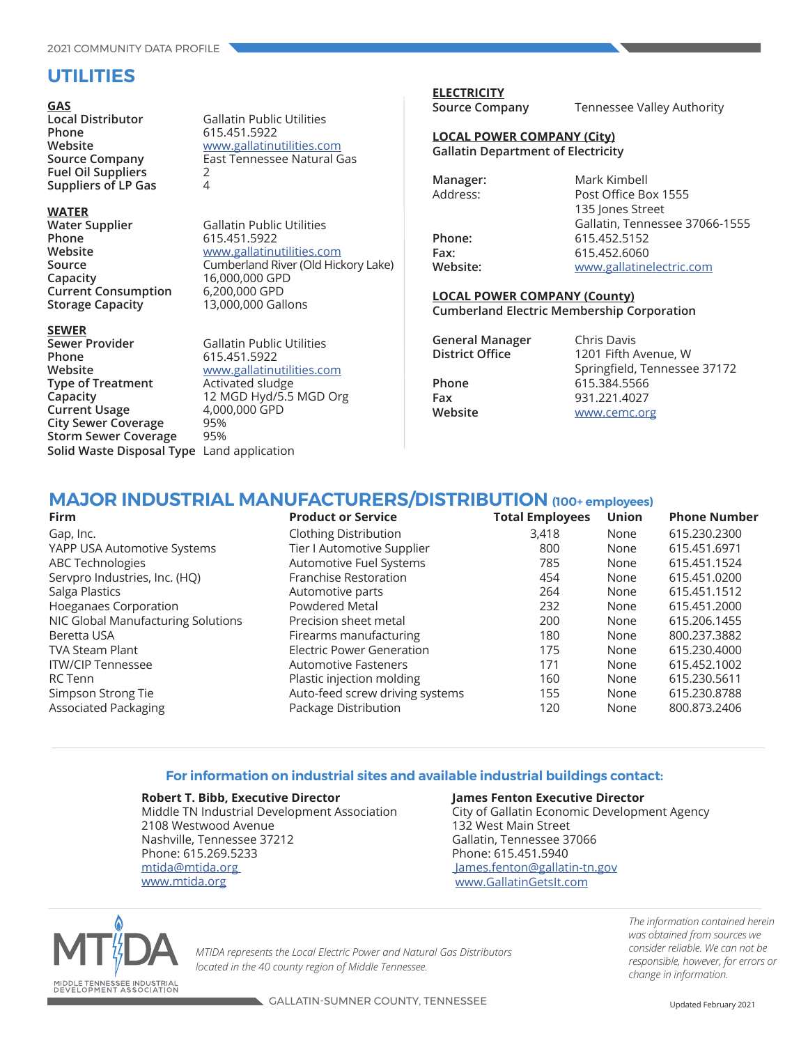# UTILITIES

## GAS

| | |
|---|---|
| **Local Distributor** | Gallatin Public Utilities |
| **Phone** | 615.451.5922 |
| **Website** | www.gallatinutilities.com |
| **Source Company** | East Tennessee Natural Gas |
| **Fuel Oil Suppliers** | 2 |
| **Suppliers of LP Gas** | 4 |

## WATER

| | |
|---|---|
| **Water Supplier** | Gallatin Public Utilities |
| **Phone** | 615.451.5922 |
| **Website** | www.gallatinutilities.com |
| **Source** | Cumberland River (Old Hickory Lake) |
| **Capacity** | 16,000,000 GPD |
| **Current Consumption** | 6,200,000 GPD |
| **Storage Capacity** | 13,000,000 Gallons |

## SEWER

| | |
|---|---|
| **Sewer Provider** | Gallatin Public Utilities |
| **Phone** | 615.451.5922 |
| **Website** | www.gallatinutilities.com |
| **Type of Treatment** | Activated sludge |
| **Capacity** | 12 MGD Hyd/5.5 MGD Org |
| **Current Usage** | 4,000,000 GPD |
| **City Sewer Coverage** | 95% |
| **Storm Sewer Coverage** | 95% |
| **Solid Waste Disposal Type** | Land application |

## ELECTRICITY

**Source Company** Tennessee Valley Authority

## LOCAL POWER COMPANY (City)

**Gallatin Department of Electricity**

| | |
|---|---|
| **Manager:** | Mark Kimbell |
| Address: | Post Office Box 1555<br>135 Jones Street<br>Gallatin, Tennessee 37066-1555 |
| **Phone:** | 615.452.5152 |
| **Fax:** | 615.452.6060 |
| **Website:** | www.gallatinelectric.com |

## LOCAL POWER COMPANY (County)

**Cumberland Electric Membership Corporation**

| | |
|---|---|
| **General Manager** | Chris Davis |
| **District Office** | 1201 Fifth Avenue, W<br>Springfield, Tennessee 37172 |
| **Phone** | 615.384.5566 |
| **Fax** | 931.221.4027 |
| **Website** | www.cemc.org |

# MAJOR INDUSTRIAL MANUFACTURERS/DISTRIBUTION (100+ employees)

| Firm | Product or Service | Total Employees | Union | Phone Number |
|---|---|---|---|---|
| Gap, Inc. | Clothing Distribution | 3,418 | None | 615.230.2300 |
| YAPP USA Automotive Systems | Tier I Automotive Supplier | 800 | None | 615.451.6971 |
| ABC Technologies | Automotive Fuel Systems | 785 | None | 615.451.1524 |
| Servpro Industries, Inc. (HQ) | Franchise Restoration | 454 | None | 615.451.0200 |
| Salga Plastics | Automotive parts | 264 | None | 615.451.1512 |
| Hoeganaes Corporation | Powdered Metal | 232 | None | 615.451.2000 |
| NIC Global Manufacturing Solutions | Precision sheet metal | 200 | None | 615.206.1455 |
| Beretta USA | Firearms manufacturing | 180 | None | 800.237.3882 |
| TVA Steam Plant | Electric Power Generation | 175 | None | 615.230.4000 |
| ITW/CIP Tennessee | Automotive Fasteners | 171 | None | 615.452.1002 |
| RC Tenn | Plastic injection molding | 160 | None | 615.230.5611 |
| Simpson Strong Tie | Auto-feed screw driving systems | 155 | None | 615.230.8788 |
| Associated Packaging | Package Distribution | 120 | None | 800.873.2406 |

### For information on industrial sites and available industrial buildings contact:

**Robert T. Bibb, Executive Director**
Middle TN Industrial Development Association
2108 Westwood Avenue
Nashville, Tennessee 37212
Phone: 615.269.5233
mtida@mtida.org
www.mtida.org

**James Fenton Executive Director**
City of Gallatin Economic Development Agency
132 West Main Street
Gallatin, Tennessee 37066
Phone: 615.451.5940
James.fenton@gallatin-tn.gov
www.GallatinGetsIt.com

MTIDA
MIDDLE TENNESSEE INDUSTRIAL DEVELOPMENT ASSOCIATION

*MTIDA represents the Local Electric Power and Natural Gas Distributors located in the 40 county region of Middle Tennessee.*

*The information contained herein was obtained from sources we consider reliable. We can not be responsible, however, for errors or change in information.*

GALLATIN-SUMNER COUNTY, TENNESSEE

Updated February 2021